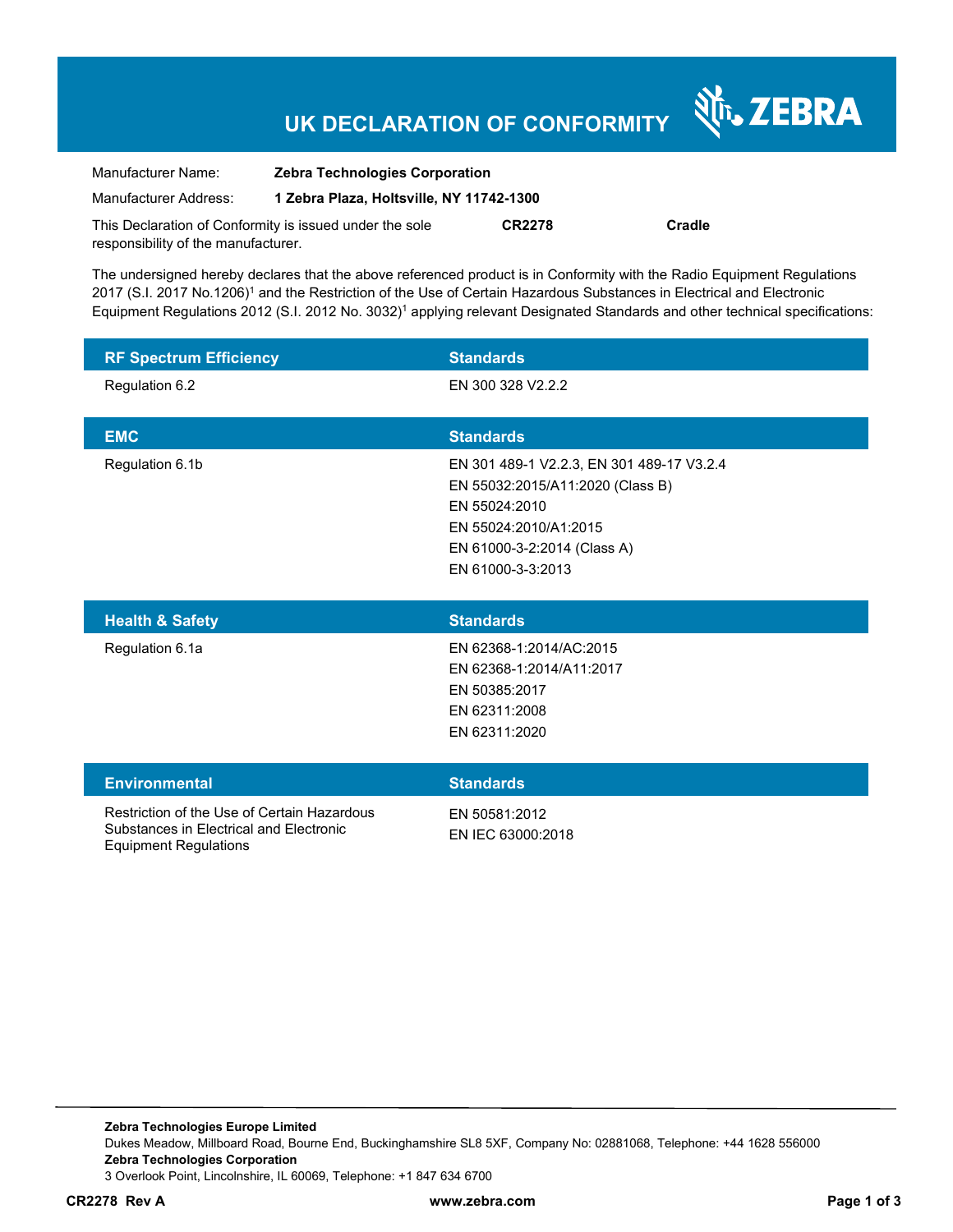# UK DECLARATION OF CONFORMITY

ZEBRA

| | |
|---|---|
| Manufacturer Name: | **Zebra Technologies Corporation** |
| Manufacturer Address: | **1 Zebra Plaza, Holtsville, NY 11742-1300** |

This Declaration of Conformity is issued under the sole responsibility of the manufacturer. **CR2278** **Cradle**

The undersigned hereby declares that the above referenced product is in Conformity with the Radio Equipment Regulations 2017 (S.I. 2017 No.1206)[1] and the Restriction of the Use of Certain Hazardous Substances in Electrical and Electronic Equipment Regulations 2012 (S.I. 2012 No. 3032)[1] applying relevant Designated Standards and other technical specifications:

| RF Spectrum Efficiency | Standards |
|---|---|
| Regulation 6.2 | EN 300 328 V2.2.2 |

| EMC | Standards |
|---|---|
| Regulation 6.1b | EN 301 489-1 V2.2.3, EN 301 489-17 V3.2.4<br>EN 55032:2015/A11:2020 (Class B)<br>EN 55024:2010<br>EN 55024:2010/A1:2015<br>EN 61000-3-2:2014 (Class A)<br>EN 61000-3-3:2013 |

| Health & Safety | Standards |
|---|---|
| Regulation 6.1a | EN 62368-1:2014/AC:2015<br>EN 62368-1:2014/A11:2017<br>EN 50385:2017<br>EN 62311:2008<br>EN 62311:2020 |

| Environmental | Standards |
|---|---|
| Restriction of the Use of Certain Hazardous Substances in Electrical and Electronic Equipment Regulations | EN 50581:2012<br>EN IEC 63000:2018 |

**Zebra Technologies Europe Limited**
Dukes Meadow, Millboard Road, Bourne End, Buckinghamshire SL8 5XF, Company No: 02881068, Telephone: +44 1628 556000
**Zebra Technologies Corporation**
3 Overlook Point, Lincolnshire, IL 60069, Telephone: +1 847 634 6700

**CR2278 Rev A** **www.zebra.com**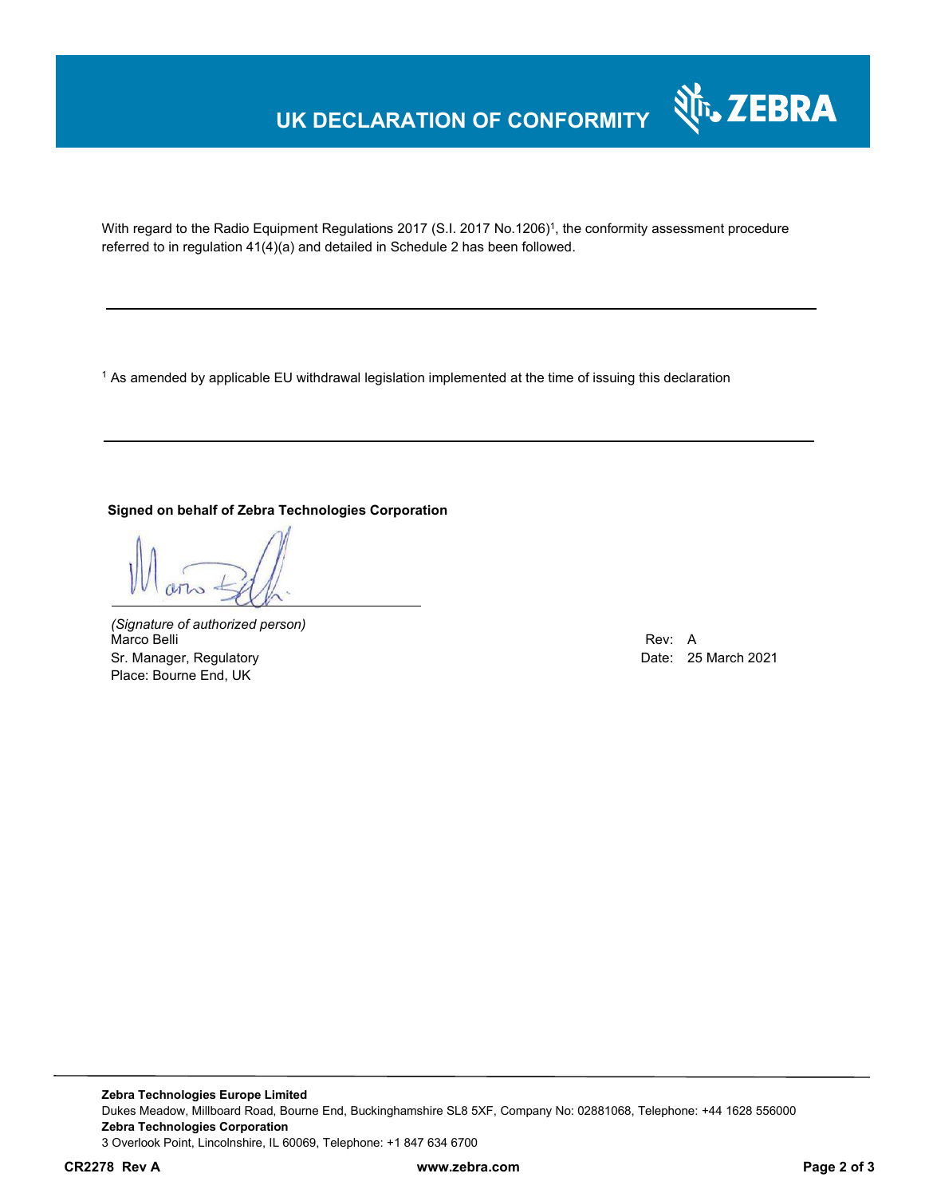# UK DECLARATION OF CONFORMITY

With regard to the Radio Equipment Regulations 2017 (S.I. 2017 No.1206)[1], the conformity assessment procedure referred to in regulation 41(4)(a) and detailed in Schedule 2 has been followed.

---

[1] As amended by applicable EU withdrawal legislation implemented at the time of issuing this declaration

---

**Signed on behalf of Zebra Technologies Corporation**

*(Signature of authorized person)*
Marco Belli
Sr. Manager, Regulatory
Place: Bourne End, UK

Rev: A
Date: 25 March 2021

**Zebra Technologies Europe Limited**
Dukes Meadow, Millboard Road, Bourne End, Buckinghamshire SL8 5XF, Company No: 02881068, Telephone: +44 1628 556000
**Zebra Technologies Corporation**
3 Overlook Point, Lincolnshire, IL 60069, Telephone: +1 847 634 6700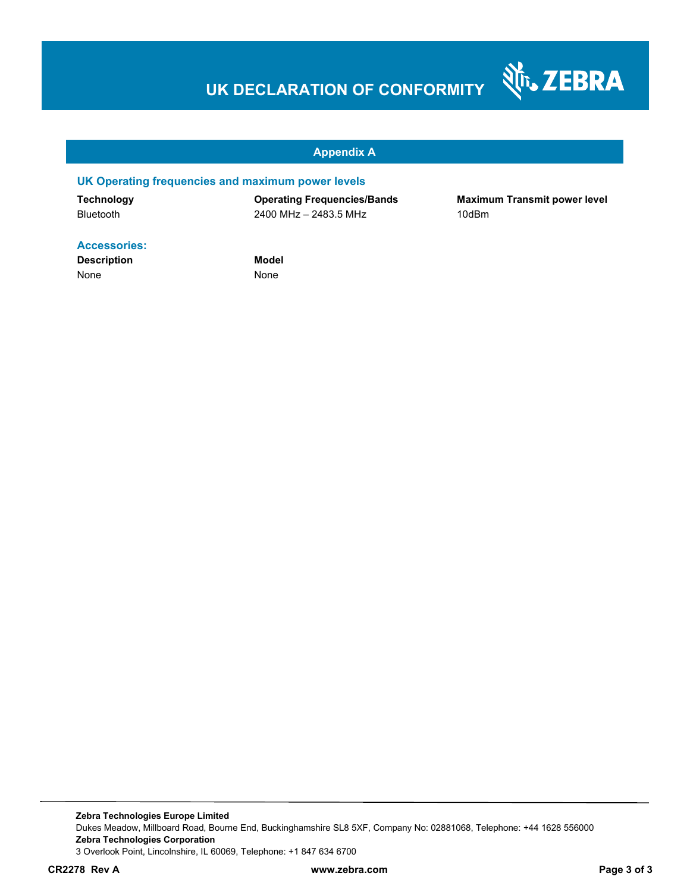# UK DECLARATION OF CONFORMITY

## Appendix A

### UK Operating frequencies and maximum power levels

| Technology | Operating Frequencies/Bands | Maximum Transmit power level |
|---|---|---|
| Bluetooth | 2400 MHz – 2483.5 MHz | 10dBm |

### Accessories:

| Description | Model |
|---|---|
| None | None |

**Zebra Technologies Europe Limited**
Dukes Meadow, Millboard Road, Bourne End, Buckinghamshire SL8 5XF, Company No: 02881068, Telephone: +44 1628 556000
**Zebra Technologies Corporation**
3 Overlook Point, Lincolnshire, IL 60069, Telephone: +1 847 634 6700

**CR2278 Rev A** **www.zebra.com**